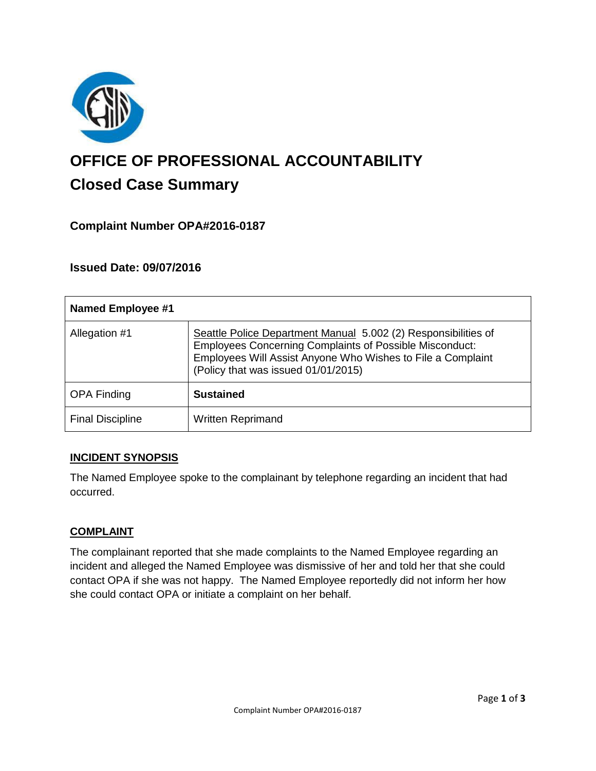# OFFICE OF PROFESSIONAL ACCOUNTABILITY

## Closed Case Summary

### Complaint Number OPA#2016-0187

### Issued Date: 09/07/2016

| Named Employee #1 | |
|---|---|
| Allegation #1 | Seattle Police Department Manual 5.002 (2) Responsibilities of Employees Concerning Complaints of Possible Misconduct: Employees Will Assist Anyone Who Wishes to File a Complaint (Policy that was issued 01/01/2015) |
| OPA Finding | **Sustained** |
| Final Discipline | Written Reprimand |

### INCIDENT SYNOPSIS

The Named Employee spoke to the complainant by telephone regarding an incident that had occurred.

### COMPLAINT

The complainant reported that she made complaints to the Named Employee regarding an incident and alleged the Named Employee was dismissive of her and told her that she could contact OPA if she was not happy. The Named Employee reportedly did not inform her how she could contact OPA or initiate a complaint on her behalf.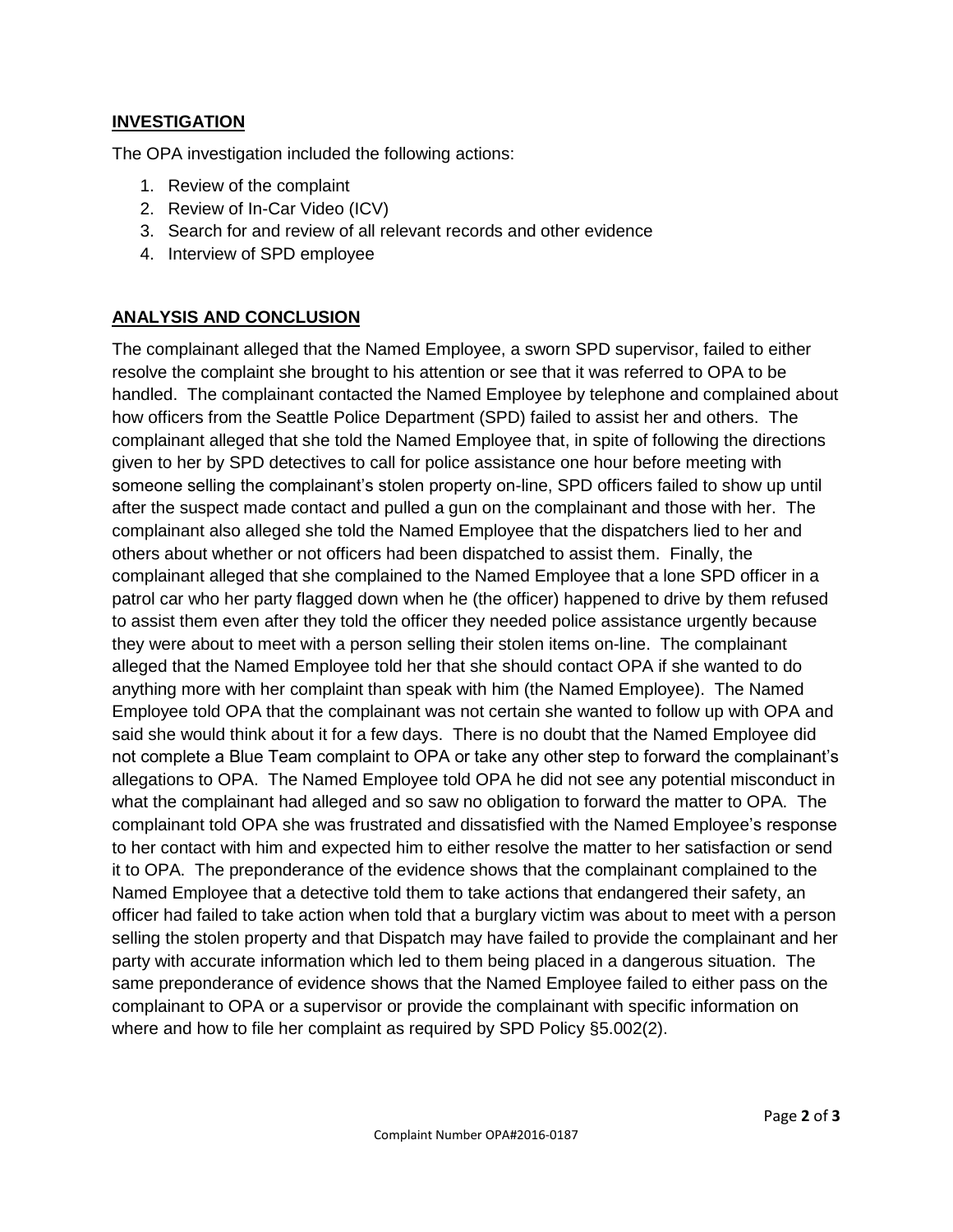## INVESTIGATION

The OPA investigation included the following actions:

1. Review of the complaint
2. Review of In-Car Video (ICV)
3. Search for and review of all relevant records and other evidence
4. Interview of SPD employee

## ANALYSIS AND CONCLUSION

The complainant alleged that the Named Employee, a sworn SPD supervisor, failed to either resolve the complaint she brought to his attention or see that it was referred to OPA to be handled. The complainant contacted the Named Employee by telephone and complained about how officers from the Seattle Police Department (SPD) failed to assist her and others. The complainant alleged that she told the Named Employee that, in spite of following the directions given to her by SPD detectives to call for police assistance one hour before meeting with someone selling the complainant's stolen property on-line, SPD officers failed to show up until after the suspect made contact and pulled a gun on the complainant and those with her. The complainant also alleged she told the Named Employee that the dispatchers lied to her and others about whether or not officers had been dispatched to assist them. Finally, the complainant alleged that she complained to the Named Employee that a lone SPD officer in a patrol car who her party flagged down when he (the officer) happened to drive by them refused to assist them even after they told the officer they needed police assistance urgently because they were about to meet with a person selling their stolen items on-line. The complainant alleged that the Named Employee told her that she should contact OPA if she wanted to do anything more with her complaint than speak with him (the Named Employee). The Named Employee told OPA that the complainant was not certain she wanted to follow up with OPA and said she would think about it for a few days. There is no doubt that the Named Employee did not complete a Blue Team complaint to OPA or take any other step to forward the complainant's allegations to OPA. The Named Employee told OPA he did not see any potential misconduct in what the complainant had alleged and so saw no obligation to forward the matter to OPA. The complainant told OPA she was frustrated and dissatisfied with the Named Employee's response to her contact with him and expected him to either resolve the matter to her satisfaction or send it to OPA. The preponderance of the evidence shows that the complainant complained to the Named Employee that a detective told them to take actions that endangered their safety, an officer had failed to take action when told that a burglary victim was about to meet with a person selling the stolen property and that Dispatch may have failed to provide the complainant and her party with accurate information which led to them being placed in a dangerous situation. The same preponderance of evidence shows that the Named Employee failed to either pass on the complainant to OPA or a supervisor or provide the complainant with specific information on where and how to file her complaint as required by SPD Policy §5.002(2).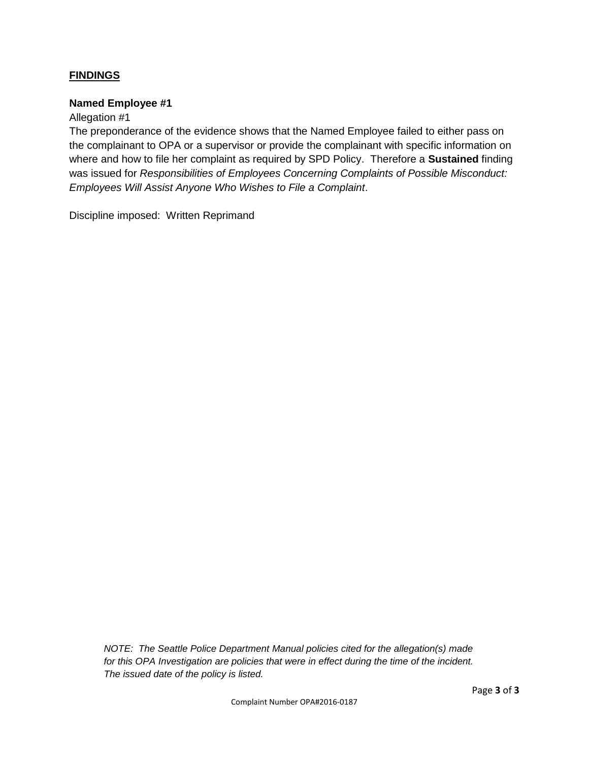## FINDINGS

**Named Employee #1**

Allegation #1

The preponderance of the evidence shows that the Named Employee failed to either pass on the complainant to OPA or a supervisor or provide the complainant with specific information on where and how to file her complaint as required by SPD Policy. Therefore a **Sustained** finding was issued for *Responsibilities of Employees Concerning Complaints of Possible Misconduct: Employees Will Assist Anyone Who Wishes to File a Complaint*.

Discipline imposed: Written Reprimand

*NOTE: The Seattle Police Department Manual policies cited for the allegation(s) made for this OPA Investigation are policies that were in effect during the time of the incident. The issued date of the policy is listed.*